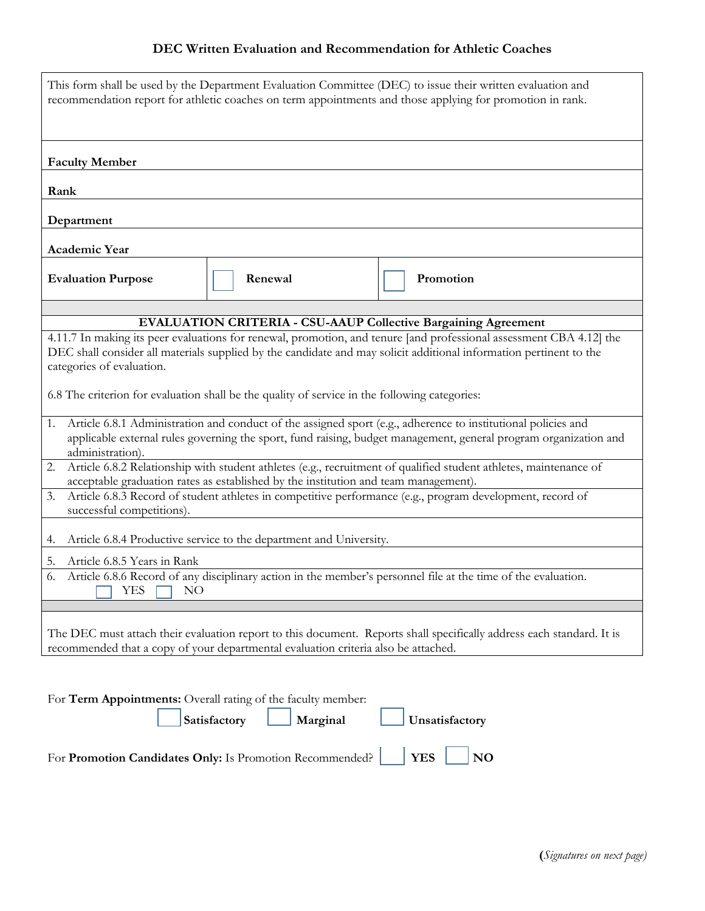## DEC Written Evaluation and Recommendation for Athletic Coaches

This form shall be used by the Department Evaluation Committee (DEC) to issue their written evaluation and recommendation report for athletic coaches on term appointments and those applying for promotion in rank.

| | | |
|---|---|---|
| **Faculty Member** | | |
| **Rank** | | |
| **Department** | | |
| **Academic Year** | | |
| **Evaluation Purpose** | ☐ **Renewal** | ☐ **Promotion** |

**EVALUATION CRITERIA - CSU-AAUP Collective Bargaining Agreement**

4.11.7 In making its peer evaluations for renewal, promotion, and tenure [and professional assessment CBA 4.12] the DEC shall consider all materials supplied by the candidate and may solicit additional information pertinent to the categories of evaluation.

6.8 The criterion for evaluation shall be the quality of service in the following categories:

1. Article 6.8.1 Administration and conduct of the assigned sport (e.g., adherence to institutional policies and applicable external rules governing the sport, fund raising, budget management, general program organization and administration).
2. Article 6.8.2 Relationship with student athletes (e.g., recruitment of qualified student athletes, maintenance of acceptable graduation rates as established by the institution and team management).
3. Article 6.8.3 Record of student athletes in competitive performance (e.g., program development, record of successful competitions).
4. Article 6.8.4 Productive service to the department and University.
5. Article 6.8.5 Years in Rank
6. Article 6.8.6 Record of any disciplinary action in the member's personnel file at the time of the evaluation.
   ☐ YES ☐ NO

The DEC must attach their evaluation report to this document. Reports shall specifically address each standard. It is recommended that a copy of your departmental evaluation criteria also be attached.

For **Term Appointments:** Overall rating of the faculty member:

☐ **Satisfactory** ☐ **Marginal** ☐ **Unsatisfactory**

For **Promotion Candidates Only:** Is Promotion Recommended? ☐ **YES** ☐ **NO**

(*Signatures on next page*)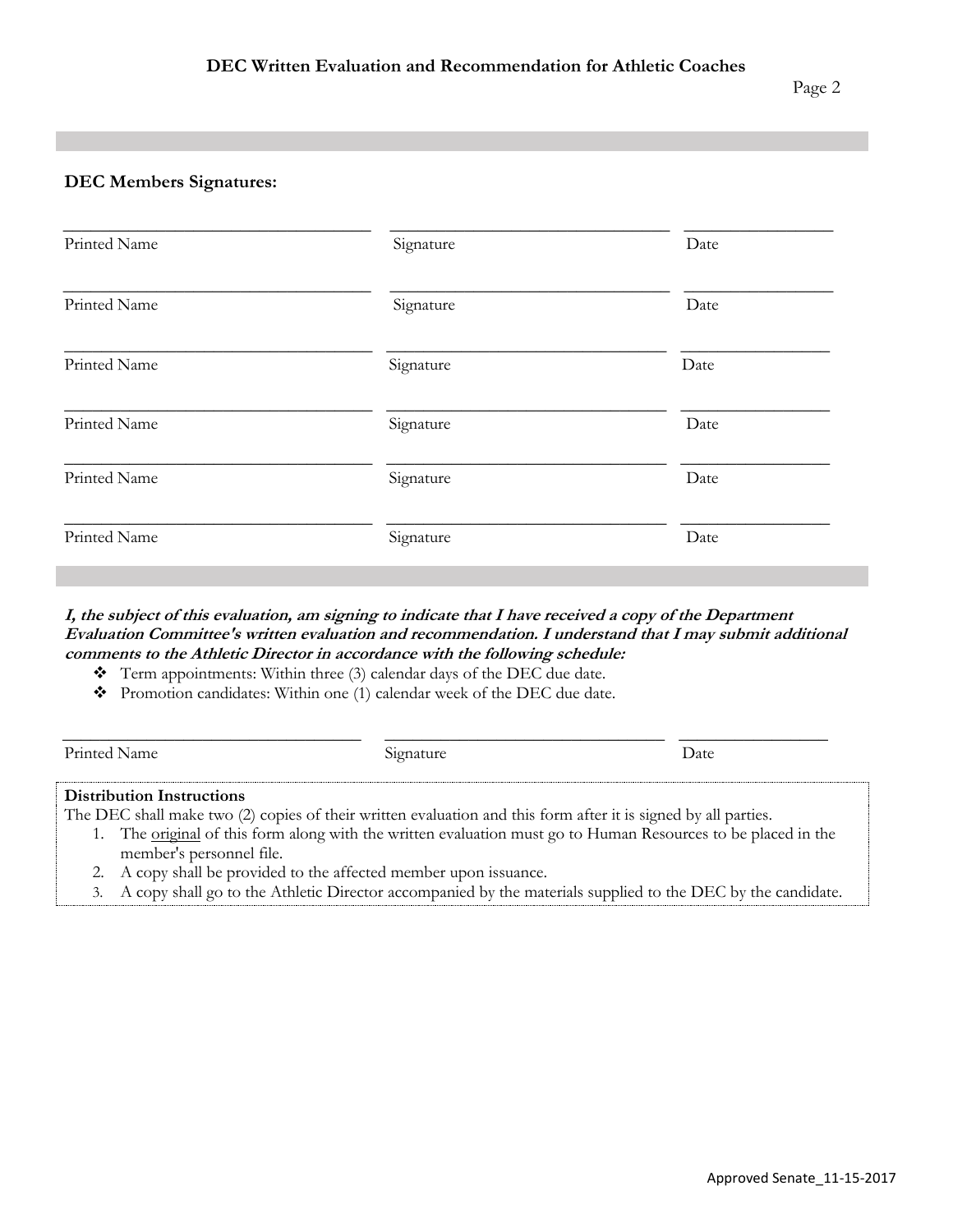**DEC Members Signatures:**

| | | |
|---|---|---|
| Printed Name | Signature | Date |
| Printed Name | Signature | Date |
| Printed Name | Signature | Date |
| Printed Name | Signature | Date |
| Printed Name | Signature | Date |
| Printed Name | Signature | Date |

***I, the subject of this evaluation, am signing to indicate that I have received a copy of the Department Evaluation Committee's written evaluation and recommendation. I understand that I may submit additional comments to the Athletic Director in accordance with the following schedule:***

- Term appointments: Within three (3) calendar days of the DEC due date.
- Promotion candidates: Within one (1) calendar week of the DEC due date.

| | | |
|---|---|---|
| Printed Name | Signature | Date |

**Distribution Instructions**

The DEC shall make two (2) copies of their written evaluation and this form after it is signed by all parties.

1. The original of this form along with the written evaluation must go to Human Resources to be placed in the member's personnel file.
2. A copy shall be provided to the affected member upon issuance.
3. A copy shall go to the Athletic Director accompanied by the materials supplied to the DEC by the candidate.

Approved Senate_11-15-2017